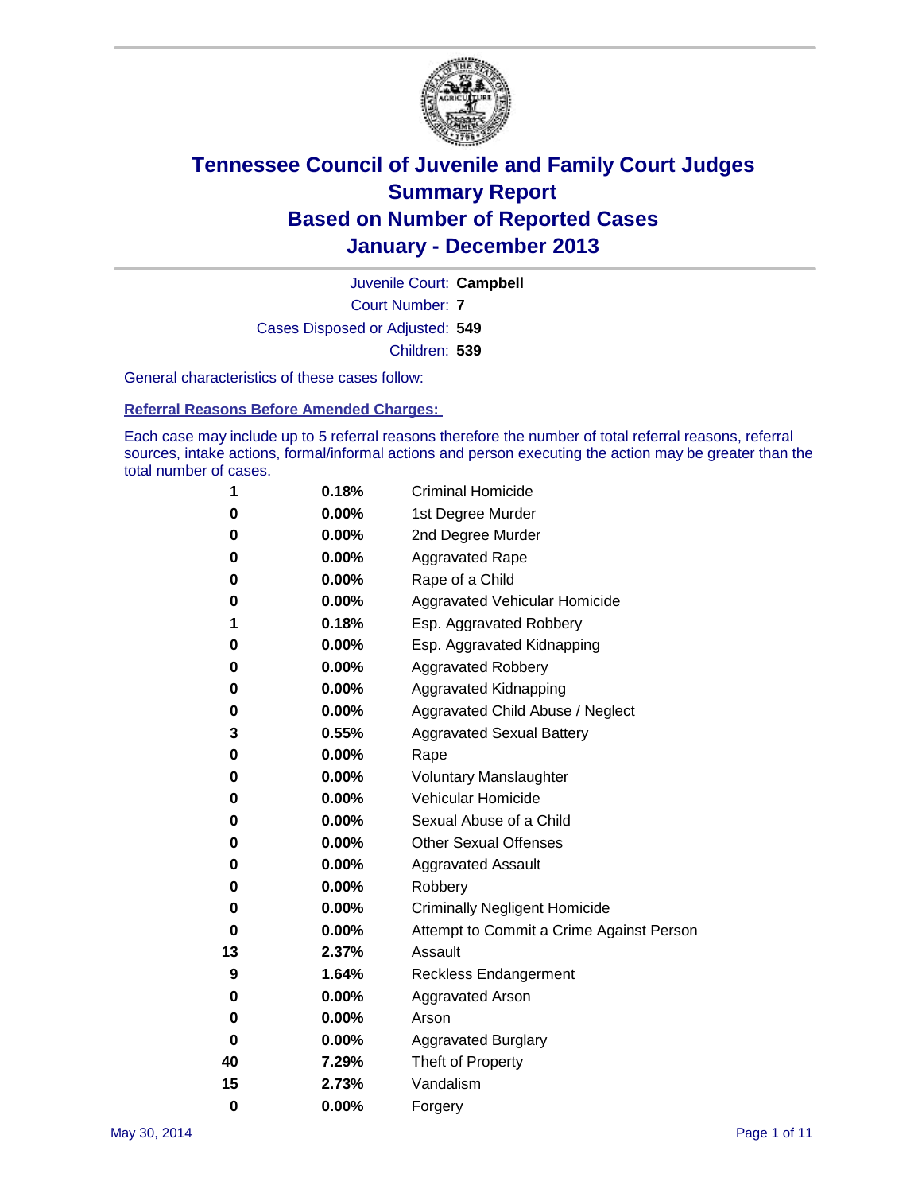# Tennessee Council of Juvenile and Family Court Judges
## Summary Report
## Based on Number of Reported Cases
## January - December 2013

Juvenile Court: **Campbell**

Court Number: **7**

Cases Disposed or Adjusted: **549**

Children: **539**

General characteristics of these cases follow:

### Referral Reasons Before Amended Charges:

Each case may include up to 5 referral reasons therefore the number of total referral reasons, referral sources, intake actions, formal/informal actions and person executing the action may be greater than the total number of cases.

| Count | Percent | Referral Reason |
|---|---|---|
| 1 | 0.18% | Criminal Homicide |
| 0 | 0.00% | 1st Degree Murder |
| 0 | 0.00% | 2nd Degree Murder |
| 0 | 0.00% | Aggravated Rape |
| 0 | 0.00% | Rape of a Child |
| 0 | 0.00% | Aggravated Vehicular Homicide |
| 1 | 0.18% | Esp. Aggravated Robbery |
| 0 | 0.00% | Esp. Aggravated Kidnapping |
| 0 | 0.00% | Aggravated Robbery |
| 0 | 0.00% | Aggravated Kidnapping |
| 0 | 0.00% | Aggravated Child Abuse / Neglect |
| 3 | 0.55% | Aggravated Sexual Battery |
| 0 | 0.00% | Rape |
| 0 | 0.00% | Voluntary Manslaughter |
| 0 | 0.00% | Vehicular Homicide |
| 0 | 0.00% | Sexual Abuse of a Child |
| 0 | 0.00% | Other Sexual Offenses |
| 0 | 0.00% | Aggravated Assault |
| 0 | 0.00% | Robbery |
| 0 | 0.00% | Criminally Negligent Homicide |
| 0 | 0.00% | Attempt to Commit a Crime Against Person |
| 13 | 2.37% | Assault |
| 9 | 1.64% | Reckless Endangerment |
| 0 | 0.00% | Aggravated Arson |
| 0 | 0.00% | Arson |
| 0 | 0.00% | Aggravated Burglary |
| 40 | 7.29% | Theft of Property |
| 15 | 2.73% | Vandalism |
| 0 | 0.00% | Forgery |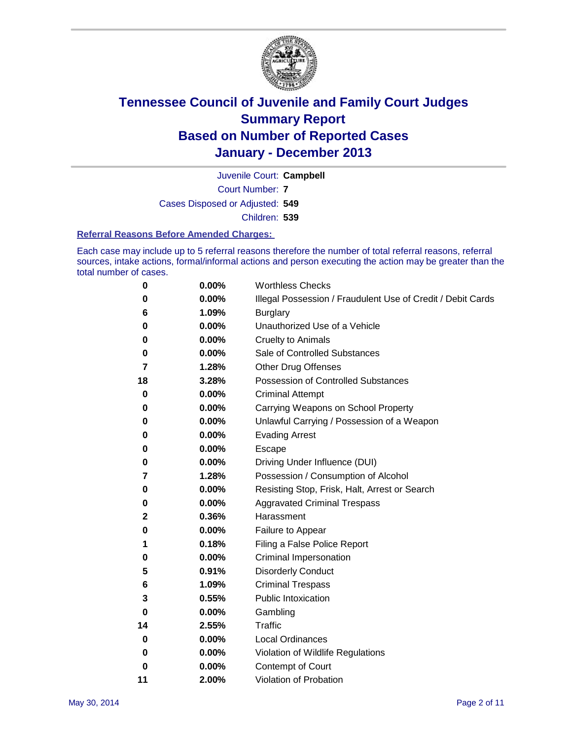# Tennessee Council of Juvenile and Family Court Judges
## Summary Report
## Based on Number of Reported Cases
## January - December 2013

Juvenile Court: **Campbell**

Court Number: **7**

Cases Disposed or Adjusted: **549**

Children: **539**

### Referral Reasons Before Amended Charges:

Each case may include up to 5 referral reasons therefore the number of total referral reasons, referral sources, intake actions, formal/informal actions and person executing the action may be greater than the total number of cases.

| Count | Percent | Referral Reason |
|---|---|---|
| 0 | 0.00% | Worthless Checks |
| 0 | 0.00% | Illegal Possession / Fraudulent Use of Credit / Debit Cards |
| 6 | 1.09% | Burglary |
| 0 | 0.00% | Unauthorized Use of a Vehicle |
| 0 | 0.00% | Cruelty to Animals |
| 0 | 0.00% | Sale of Controlled Substances |
| 7 | 1.28% | Other Drug Offenses |
| 18 | 3.28% | Possession of Controlled Substances |
| 0 | 0.00% | Criminal Attempt |
| 0 | 0.00% | Carrying Weapons on School Property |
| 0 | 0.00% | Unlawful Carrying / Possession of a Weapon |
| 0 | 0.00% | Evading Arrest |
| 0 | 0.00% | Escape |
| 0 | 0.00% | Driving Under Influence (DUI) |
| 7 | 1.28% | Possession / Consumption of Alcohol |
| 0 | 0.00% | Resisting Stop, Frisk, Halt, Arrest or Search |
| 0 | 0.00% | Aggravated Criminal Trespass |
| 2 | 0.36% | Harassment |
| 0 | 0.00% | Failure to Appear |
| 1 | 0.18% | Filing a False Police Report |
| 0 | 0.00% | Criminal Impersonation |
| 5 | 0.91% | Disorderly Conduct |
| 6 | 1.09% | Criminal Trespass |
| 3 | 0.55% | Public Intoxication |
| 0 | 0.00% | Gambling |
| 14 | 2.55% | Traffic |
| 0 | 0.00% | Local Ordinances |
| 0 | 0.00% | Violation of Wildlife Regulations |
| 0 | 0.00% | Contempt of Court |
| 11 | 2.00% | Violation of Probation |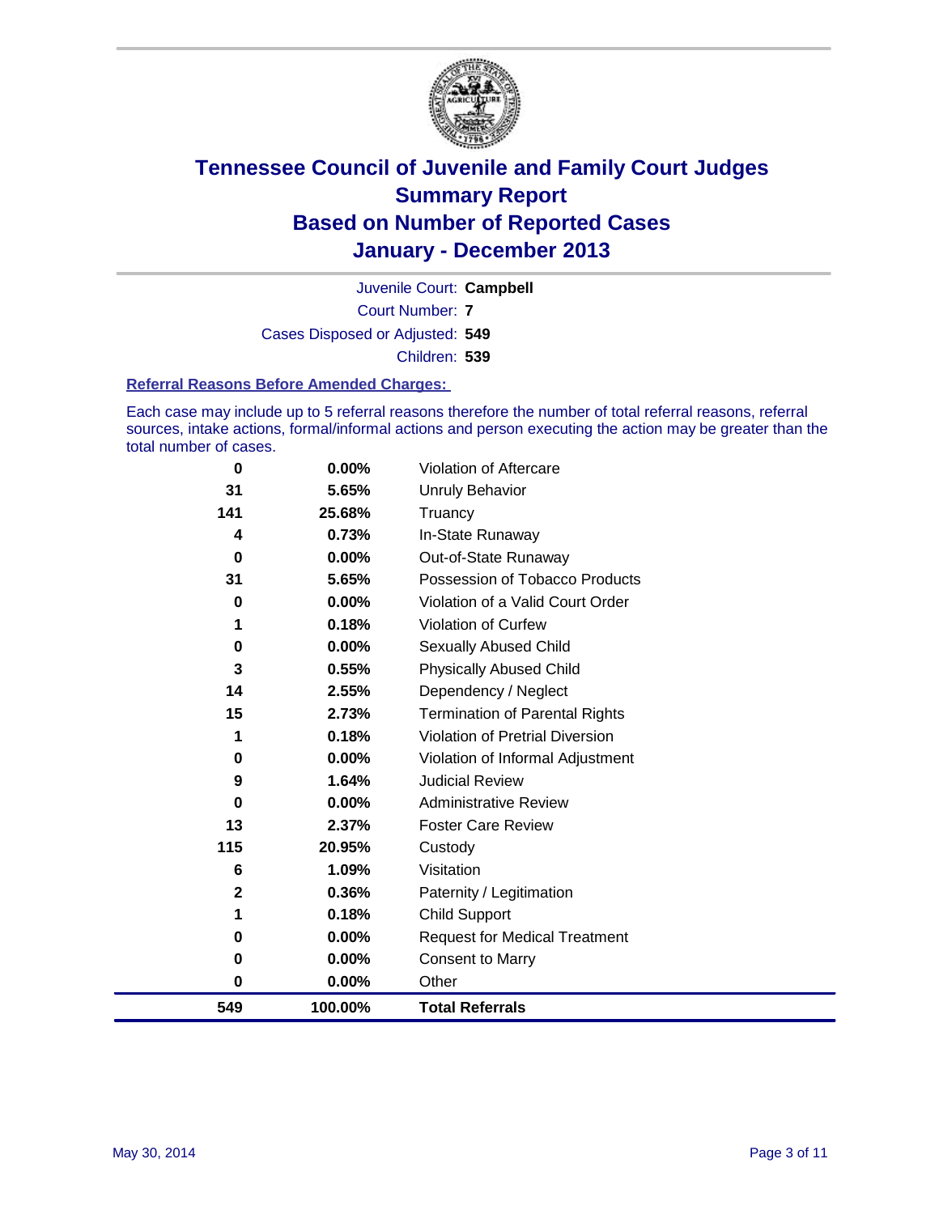# Tennessee Council of Juvenile and Family Court Judges
## Summary Report
## Based on Number of Reported Cases
## January - December 2013

Juvenile Court: **Campbell**

Court Number: **7**

Cases Disposed or Adjusted: **549**

Children: **539**

### Referral Reasons Before Amended Charges:

Each case may include up to 5 referral reasons therefore the number of total referral reasons, referral sources, intake actions, formal/informal actions and person executing the action may be greater than the total number of cases.

| Count | Percent | Referral Reason |
|---|---|---|
| 0 | 0.00% | Violation of Aftercare |
| 31 | 5.65% | Unruly Behavior |
| 141 | 25.68% | Truancy |
| 4 | 0.73% | In-State Runaway |
| 0 | 0.00% | Out-of-State Runaway |
| 31 | 5.65% | Possession of Tobacco Products |
| 0 | 0.00% | Violation of a Valid Court Order |
| 1 | 0.18% | Violation of Curfew |
| 0 | 0.00% | Sexually Abused Child |
| 3 | 0.55% | Physically Abused Child |
| 14 | 2.55% | Dependency / Neglect |
| 15 | 2.73% | Termination of Parental Rights |
| 1 | 0.18% | Violation of Pretrial Diversion |
| 0 | 0.00% | Violation of Informal Adjustment |
| 9 | 1.64% | Judicial Review |
| 0 | 0.00% | Administrative Review |
| 13 | 2.37% | Foster Care Review |
| 115 | 20.95% | Custody |
| 6 | 1.09% | Visitation |
| 2 | 0.36% | Paternity / Legitimation |
| 1 | 0.18% | Child Support |
| 0 | 0.00% | Request for Medical Treatment |
| 0 | 0.00% | Consent to Marry |
| 0 | 0.00% | Other |
| **549** | **100.00%** | **Total Referrals** |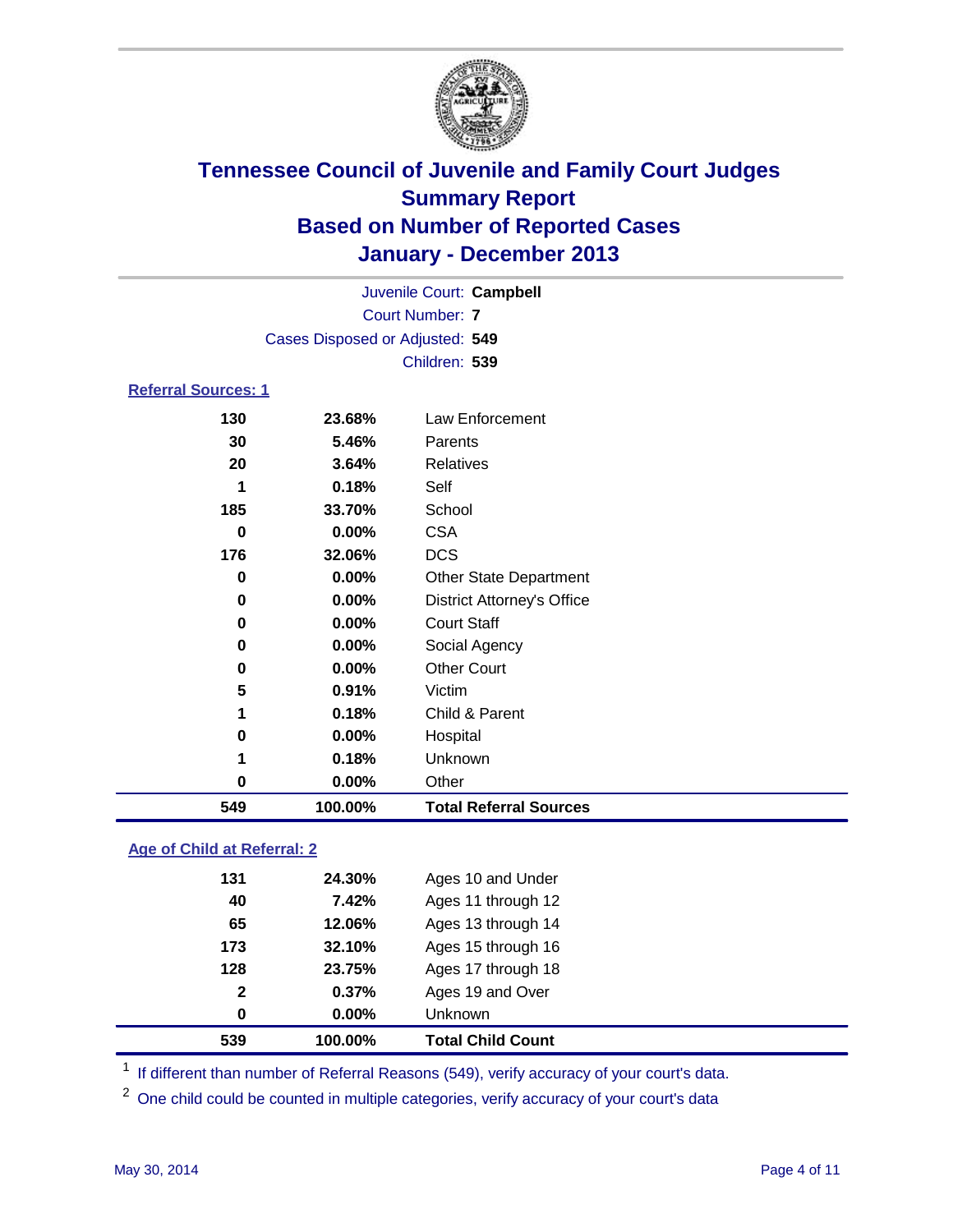# Tennessee Council of Juvenile and Family Court Judges
# Summary Report
# Based on Number of Reported Cases
# January - December 2013

Juvenile Court: **Campbell**

Court Number: **7**

Cases Disposed or Adjusted: **549**

Children: **539**

### Referral Sources: 1

| | | |
|---|---|---|
| 130 | 23.68% | Law Enforcement |
| 30 | 5.46% | Parents |
| 20 | 3.64% | Relatives |
| 1 | 0.18% | Self |
| 185 | 33.70% | School |
| 0 | 0.00% | CSA |
| 176 | 32.06% | DCS |
| 0 | 0.00% | Other State Department |
| 0 | 0.00% | District Attorney's Office |
| 0 | 0.00% | Court Staff |
| 0 | 0.00% | Social Agency |
| 0 | 0.00% | Other Court |
| 5 | 0.91% | Victim |
| 1 | 0.18% | Child & Parent |
| 0 | 0.00% | Hospital |
| 1 | 0.18% | Unknown |
| 0 | 0.00% | Other |
| **549** | **100.00%** | **Total Referral Sources** |

### Age of Child at Referral: 2

| | | |
|---|---|---|
| 131 | 24.30% | Ages 10 and Under |
| 40 | 7.42% | Ages 11 through 12 |
| 65 | 12.06% | Ages 13 through 14 |
| 173 | 32.10% | Ages 15 through 16 |
| 128 | 23.75% | Ages 17 through 18 |
| 2 | 0.37% | Ages 19 and Over |
| 0 | 0.00% | Unknown |
| **539** | **100.00%** | **Total Child Count** |

[1] If different than number of Referral Reasons (549), verify accuracy of your court's data.

[2] One child could be counted in multiple categories, verify accuracy of your court's data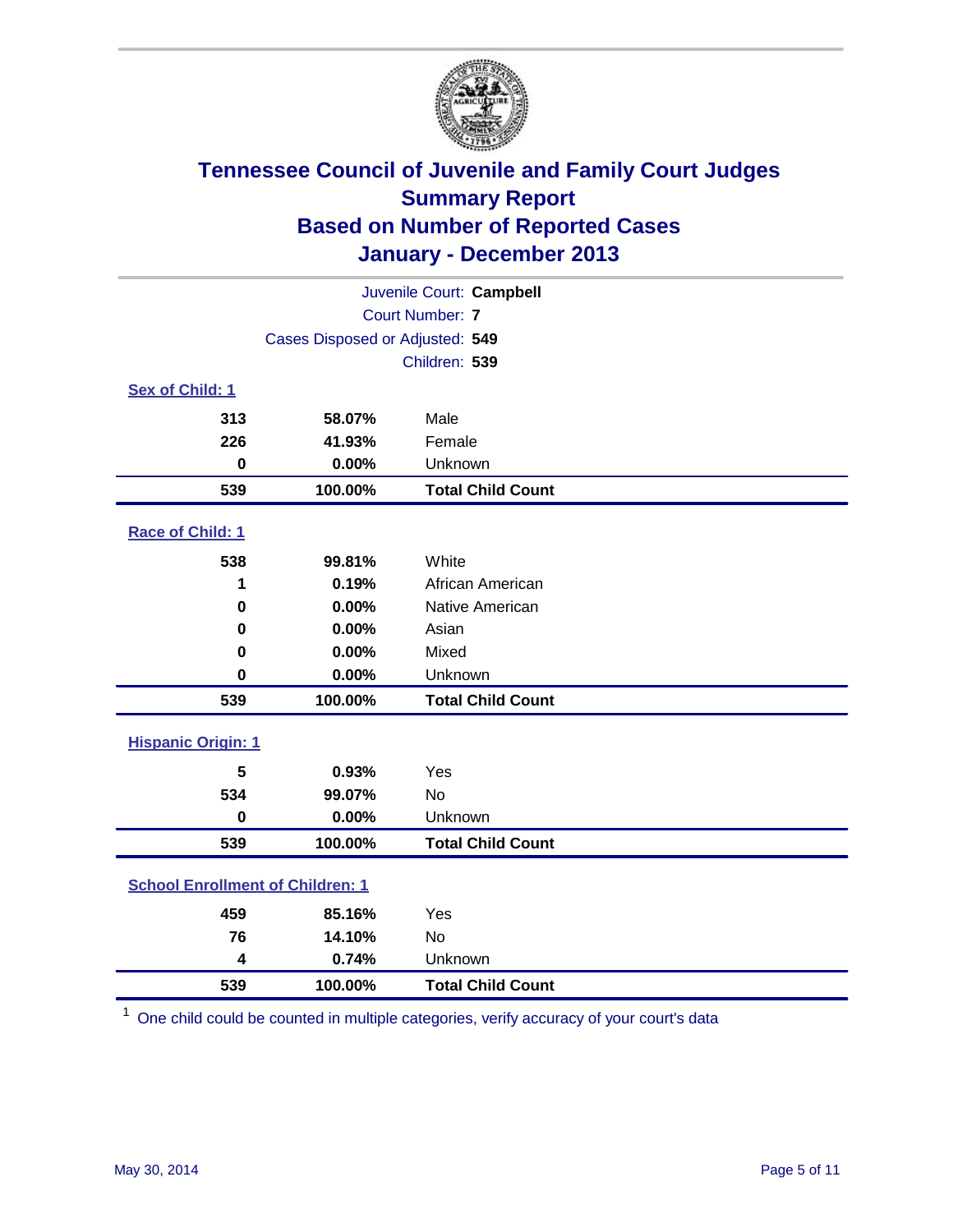# Tennessee Council of Juvenile and Family Court Judges
## Summary Report
## Based on Number of Reported Cases
## January - December 2013

Juvenile Court: **Campbell**
Court Number: **7**
Cases Disposed or Adjusted: **549**
Children: **539**

### Sex of Child: 1

| Count | Percent | Category |
|---|---|---|
| 313 | 58.07% | Male |
| 226 | 41.93% | Female |
| 0 | 0.00% | Unknown |
| **539** | **100.00%** | **Total Child Count** |

### Race of Child: 1

| Count | Percent | Category |
|---|---|---|
| 538 | 99.81% | White |
| 1 | 0.19% | African American |
| 0 | 0.00% | Native American |
| 0 | 0.00% | Asian |
| 0 | 0.00% | Mixed |
| 0 | 0.00% | Unknown |
| **539** | **100.00%** | **Total Child Count** |

### Hispanic Origin: 1

| Count | Percent | Category |
|---|---|---|
| 5 | 0.93% | Yes |
| 534 | 99.07% | No |
| 0 | 0.00% | Unknown |
| **539** | **100.00%** | **Total Child Count** |

### School Enrollment of Children: 1

| Count | Percent | Category |
|---|---|---|
| 459 | 85.16% | Yes |
| 76 | 14.10% | No |
| 4 | 0.74% | Unknown |
| **539** | **100.00%** | **Total Child Count** |

[1] One child could be counted in multiple categories, verify accuracy of your court's data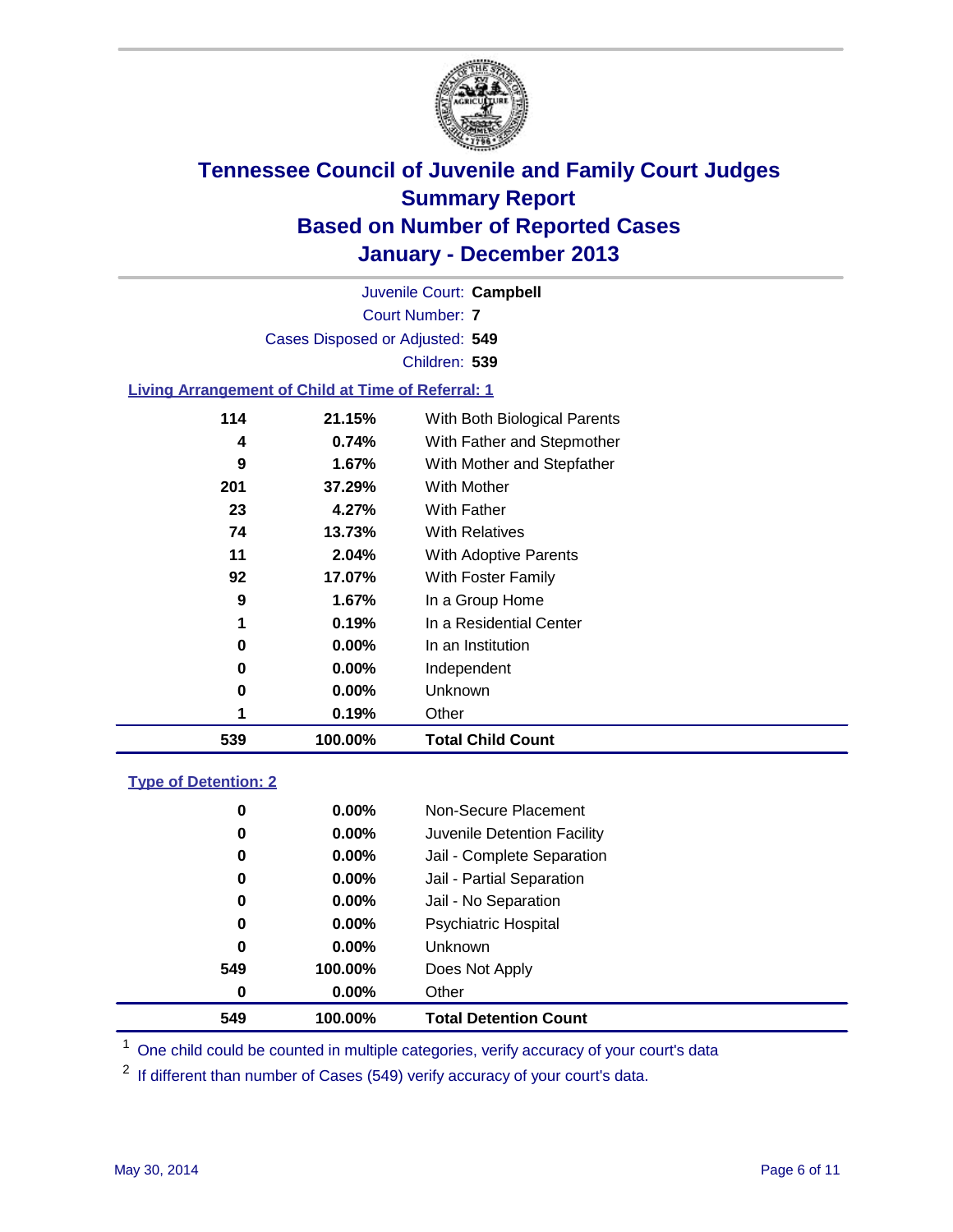# Tennessee Council of Juvenile and Family Court Judges
## Summary Report
## Based on Number of Reported Cases
## January - December 2013

Juvenile Court: **Campbell**

Court Number: **7**

Cases Disposed or Adjusted: **549**

Children: **539**

### Living Arrangement of Child at Time of Referral: 1

| Count | Percent | Category |
|---|---|---|
| 114 | 21.15% | With Both Biological Parents |
| 4 | 0.74% | With Father and Stepmother |
| 9 | 1.67% | With Mother and Stepfather |
| 201 | 37.29% | With Mother |
| 23 | 4.27% | With Father |
| 74 | 13.73% | With Relatives |
| 11 | 2.04% | With Adoptive Parents |
| 92 | 17.07% | With Foster Family |
| 9 | 1.67% | In a Group Home |
| 1 | 0.19% | In a Residential Center |
| 0 | 0.00% | In an Institution |
| 0 | 0.00% | Independent |
| 0 | 0.00% | Unknown |
| 1 | 0.19% | Other |
| **539** | **100.00%** | **Total Child Count** |

### Type of Detention: 2

| Count | Percent | Category |
|---|---|---|
| 0 | 0.00% | Non-Secure Placement |
| 0 | 0.00% | Juvenile Detention Facility |
| 0 | 0.00% | Jail - Complete Separation |
| 0 | 0.00% | Jail - Partial Separation |
| 0 | 0.00% | Jail - No Separation |
| 0 | 0.00% | Psychiatric Hospital |
| 0 | 0.00% | Unknown |
| 549 | 100.00% | Does Not Apply |
| 0 | 0.00% | Other |
| **549** | **100.00%** | **Total Detention Count** |

[1] One child could be counted in multiple categories, verify accuracy of your court's data

[2] If different than number of Cases (549) verify accuracy of your court's data.

May 30, 2014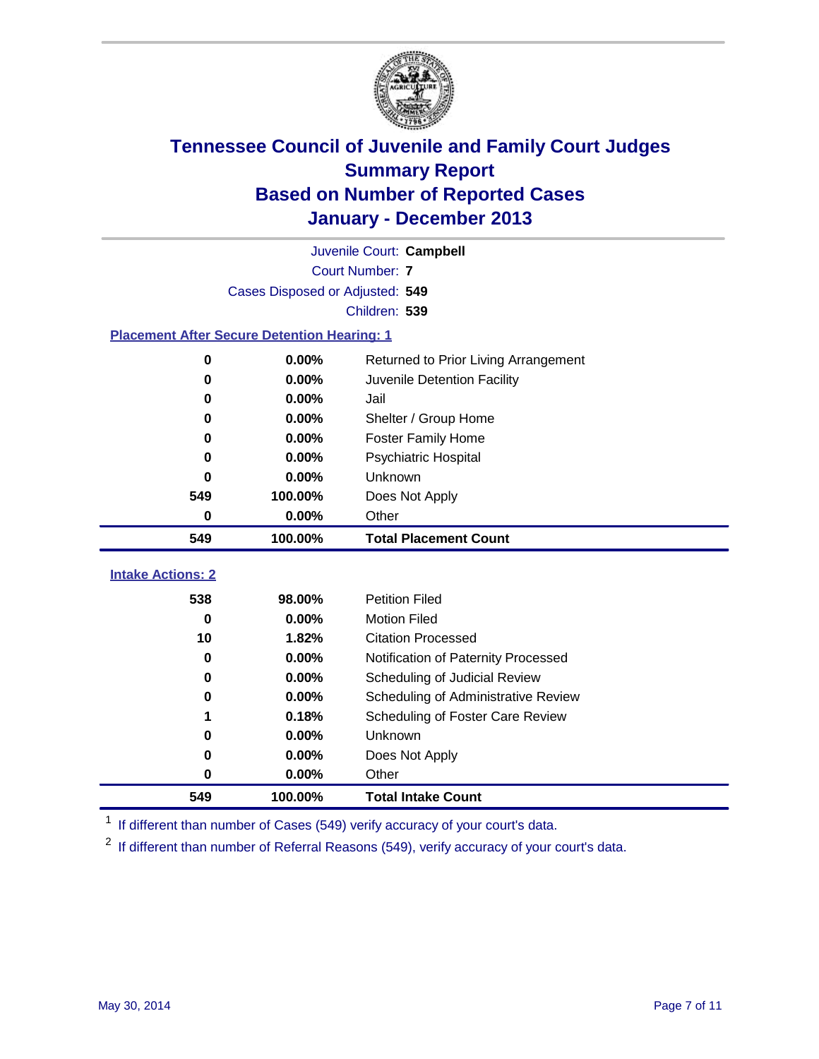# Tennessee Council of Juvenile and Family Court Judges
## Summary Report
## Based on Number of Reported Cases
## January - December 2013

Juvenile Court: **Campbell**
Court Number: **7**
Cases Disposed or Adjusted: **549**
Children: **539**

### Placement After Secure Detention Hearing: 1

| | | |
|---|---|---|
| 0 | 0.00% | Returned to Prior Living Arrangement |
| 0 | 0.00% | Juvenile Detention Facility |
| 0 | 0.00% | Jail |
| 0 | 0.00% | Shelter / Group Home |
| 0 | 0.00% | Foster Family Home |
| 0 | 0.00% | Psychiatric Hospital |
| 0 | 0.00% | Unknown |
| 549 | 100.00% | Does Not Apply |
| 0 | 0.00% | Other |
| **549** | **100.00%** | **Total Placement Count** |

### Intake Actions: 2

| | | |
|---|---|---|
| 538 | 98.00% | Petition Filed |
| 0 | 0.00% | Motion Filed |
| 10 | 1.82% | Citation Processed |
| 0 | 0.00% | Notification of Paternity Processed |
| 0 | 0.00% | Scheduling of Judicial Review |
| 0 | 0.00% | Scheduling of Administrative Review |
| 1 | 0.18% | Scheduling of Foster Care Review |
| 0 | 0.00% | Unknown |
| 0 | 0.00% | Does Not Apply |
| 0 | 0.00% | Other |
| **549** | **100.00%** | **Total Intake Count** |

[1] If different than number of Cases (549) verify accuracy of your court's data.

[2] If different than number of Referral Reasons (549), verify accuracy of your court's data.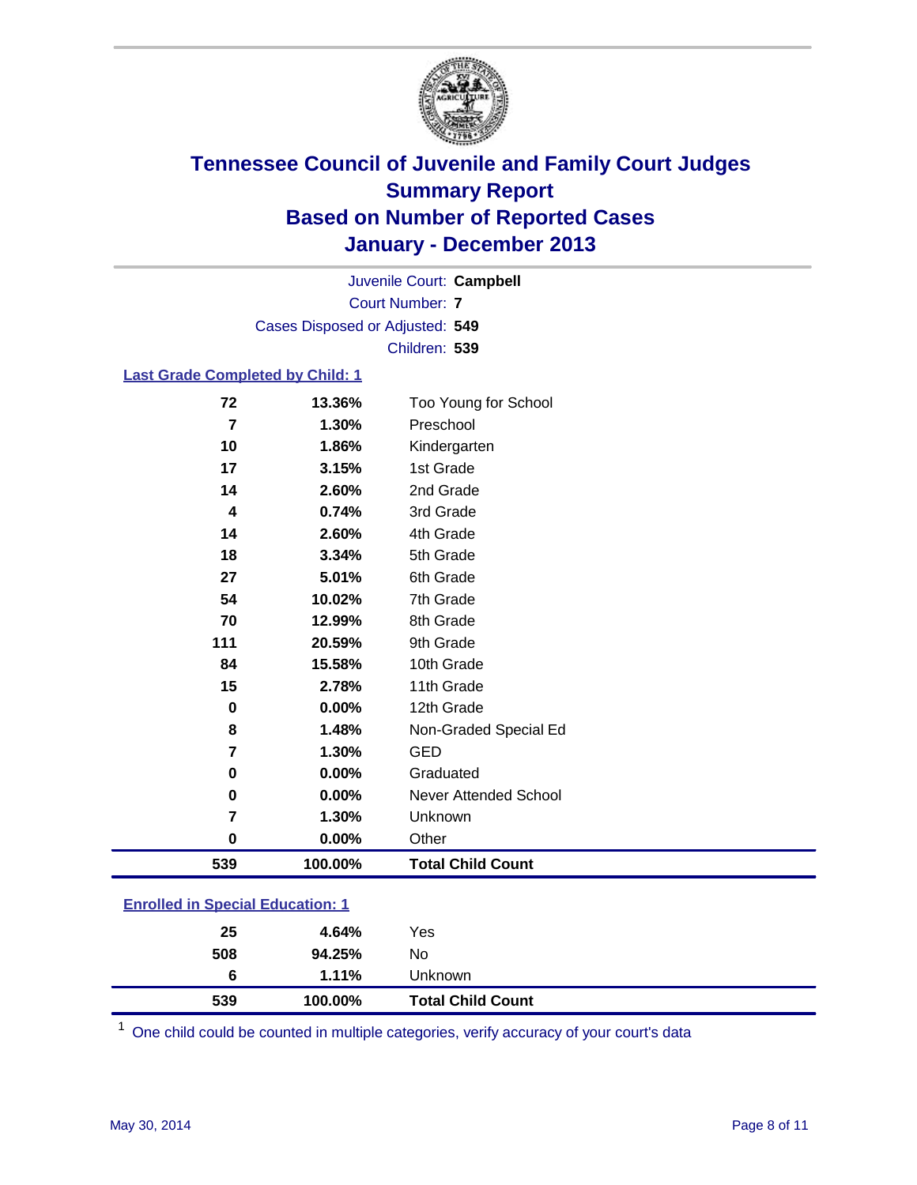# Tennessee Council of Juvenile and Family Court Judges
## Summary Report
## Based on Number of Reported Cases
## January - December 2013

Juvenile Court: **Campbell**
Court Number: **7**
Cases Disposed or Adjusted: **549**
Children: **539**

### Last Grade Completed by Child: 1

| Count | Percent | Category |
|---|---|---|
| 72 | 13.36% | Too Young for School |
| 7 | 1.30% | Preschool |
| 10 | 1.86% | Kindergarten |
| 17 | 3.15% | 1st Grade |
| 14 | 2.60% | 2nd Grade |
| 4 | 0.74% | 3rd Grade |
| 14 | 2.60% | 4th Grade |
| 18 | 3.34% | 5th Grade |
| 27 | 5.01% | 6th Grade |
| 54 | 10.02% | 7th Grade |
| 70 | 12.99% | 8th Grade |
| 111 | 20.59% | 9th Grade |
| 84 | 15.58% | 10th Grade |
| 15 | 2.78% | 11th Grade |
| 0 | 0.00% | 12th Grade |
| 8 | 1.48% | Non-Graded Special Ed |
| 7 | 1.30% | GED |
| 0 | 0.00% | Graduated |
| 0 | 0.00% | Never Attended School |
| 7 | 1.30% | Unknown |
| 0 | 0.00% | Other |
| **539** | **100.00%** | **Total Child Count** |

### Enrolled in Special Education: 1

| Count | Percent | Category |
|---|---|---|
| 25 | 4.64% | Yes |
| 508 | 94.25% | No |
| 6 | 1.11% | Unknown |
| **539** | **100.00%** | **Total Child Count** |

[1] One child could be counted in multiple categories, verify accuracy of your court's data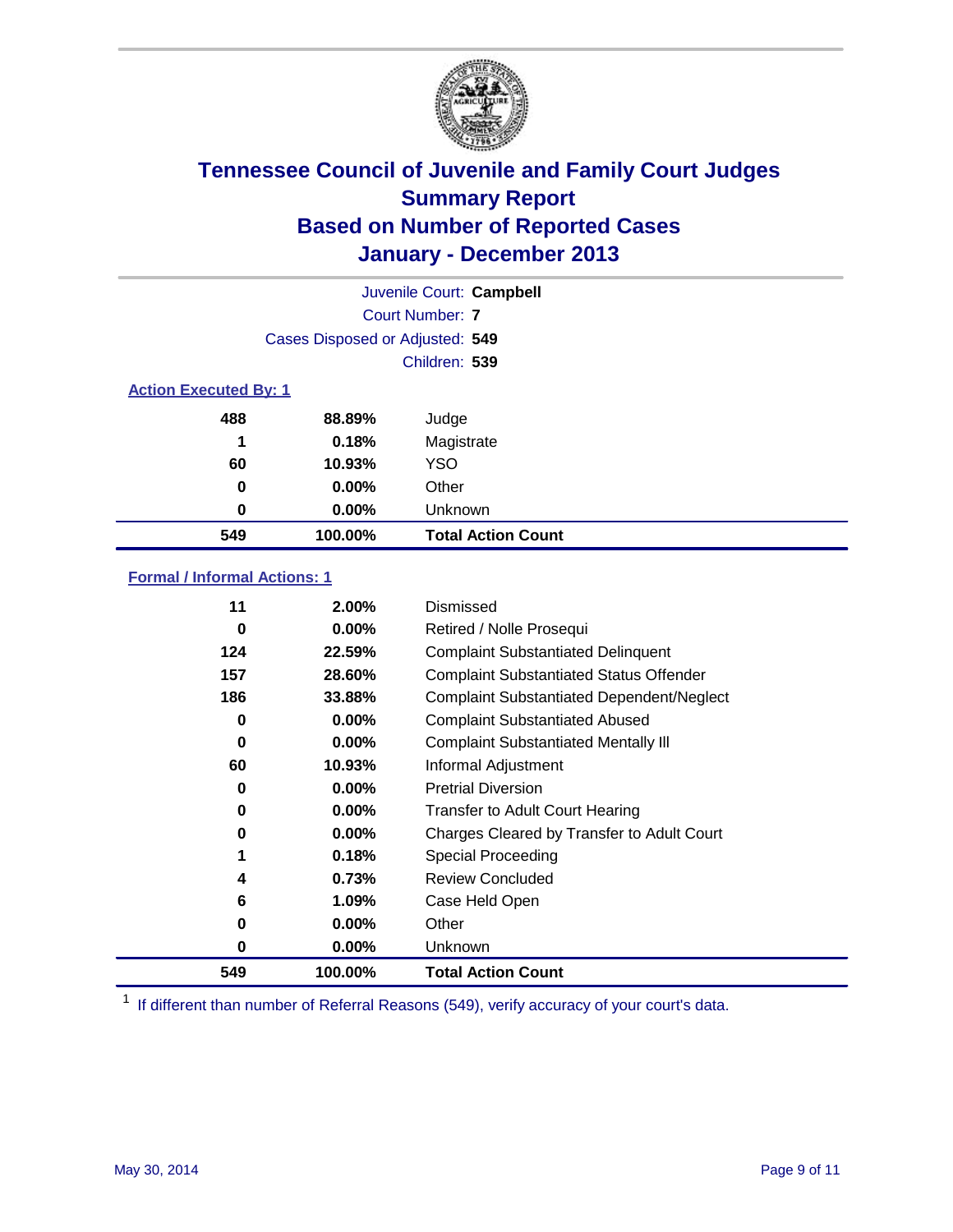# Tennessee Council of Juvenile and Family Court Judges
## Summary Report
## Based on Number of Reported Cases
## January - December 2013

Juvenile Court: **Campbell**

Court Number: **7**

Cases Disposed or Adjusted: **549**

Children: **539**

### Action Executed By: 1

| | | |
|---|---|---|
| 488 | 88.89% | Judge |
| 1 | 0.18% | Magistrate |
| 60 | 10.93% | YSO |
| 0 | 0.00% | Other |
| 0 | 0.00% | Unknown |
| **549** | **100.00%** | **Total Action Count** |

### Formal / Informal Actions: 1

| | | |
|---|---|---|
| 11 | 2.00% | Dismissed |
| 0 | 0.00% | Retired / Nolle Prosequi |
| 124 | 22.59% | Complaint Substantiated Delinquent |
| 157 | 28.60% | Complaint Substantiated Status Offender |
| 186 | 33.88% | Complaint Substantiated Dependent/Neglect |
| 0 | 0.00% | Complaint Substantiated Abused |
| 0 | 0.00% | Complaint Substantiated Mentally Ill |
| 60 | 10.93% | Informal Adjustment |
| 0 | 0.00% | Pretrial Diversion |
| 0 | 0.00% | Transfer to Adult Court Hearing |
| 0 | 0.00% | Charges Cleared by Transfer to Adult Court |
| 1 | 0.18% | Special Proceeding |
| 4 | 0.73% | Review Concluded |
| 6 | 1.09% | Case Held Open |
| 0 | 0.00% | Other |
| 0 | 0.00% | Unknown |
| **549** | **100.00%** | **Total Action Count** |

[1] If different than number of Referral Reasons (549), verify accuracy of your court's data.

May 30, 2014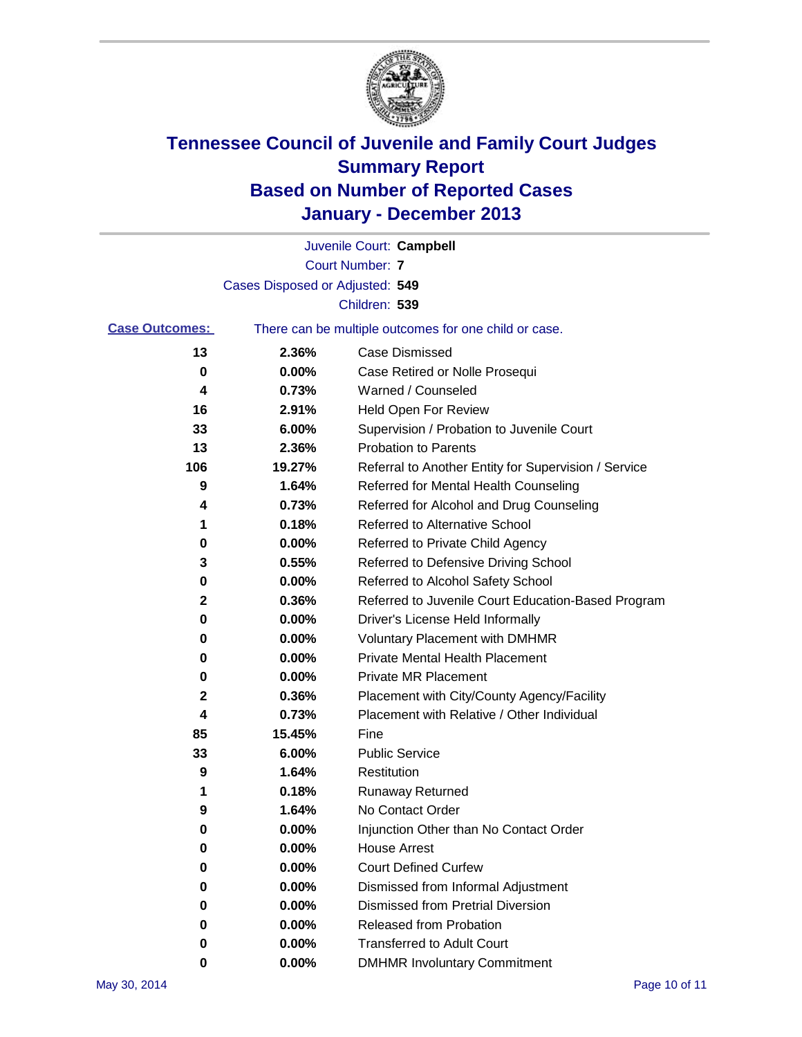# Tennessee Council of Juvenile and Family Court Judges
# Summary Report
# Based on Number of Reported Cases
# January - December 2013

Juvenile Court: **Campbell**

Court Number: **7**

Cases Disposed or Adjusted: **549**

Children: **539**

**Case Outcomes:** There can be multiple outcomes for one child or case.

| Count | Percent | Outcome |
|---|---|---|
| **13** | **2.36%** | Case Dismissed |
| **0** | **0.00%** | Case Retired or Nolle Prosequi |
| **4** | **0.73%** | Warned / Counseled |
| **16** | **2.91%** | Held Open For Review |
| **33** | **6.00%** | Supervision / Probation to Juvenile Court |
| **13** | **2.36%** | Probation to Parents |
| **106** | **19.27%** | Referral to Another Entity for Supervision / Service |
| **9** | **1.64%** | Referred for Mental Health Counseling |
| **4** | **0.73%** | Referred for Alcohol and Drug Counseling |
| **1** | **0.18%** | Referred to Alternative School |
| **0** | **0.00%** | Referred to Private Child Agency |
| **3** | **0.55%** | Referred to Defensive Driving School |
| **0** | **0.00%** | Referred to Alcohol Safety School |
| **2** | **0.36%** | Referred to Juvenile Court Education-Based Program |
| **0** | **0.00%** | Driver's License Held Informally |
| **0** | **0.00%** | Voluntary Placement with DMHMR |
| **0** | **0.00%** | Private Mental Health Placement |
| **0** | **0.00%** | Private MR Placement |
| **2** | **0.36%** | Placement with City/County Agency/Facility |
| **4** | **0.73%** | Placement with Relative / Other Individual |
| **85** | **15.45%** | Fine |
| **33** | **6.00%** | Public Service |
| **9** | **1.64%** | Restitution |
| **1** | **0.18%** | Runaway Returned |
| **9** | **1.64%** | No Contact Order |
| **0** | **0.00%** | Injunction Other than No Contact Order |
| **0** | **0.00%** | House Arrest |
| **0** | **0.00%** | Court Defined Curfew |
| **0** | **0.00%** | Dismissed from Informal Adjustment |
| **0** | **0.00%** | Dismissed from Pretrial Diversion |
| **0** | **0.00%** | Released from Probation |
| **0** | **0.00%** | Transferred to Adult Court |
| **0** | **0.00%** | DMHMR Involuntary Commitment |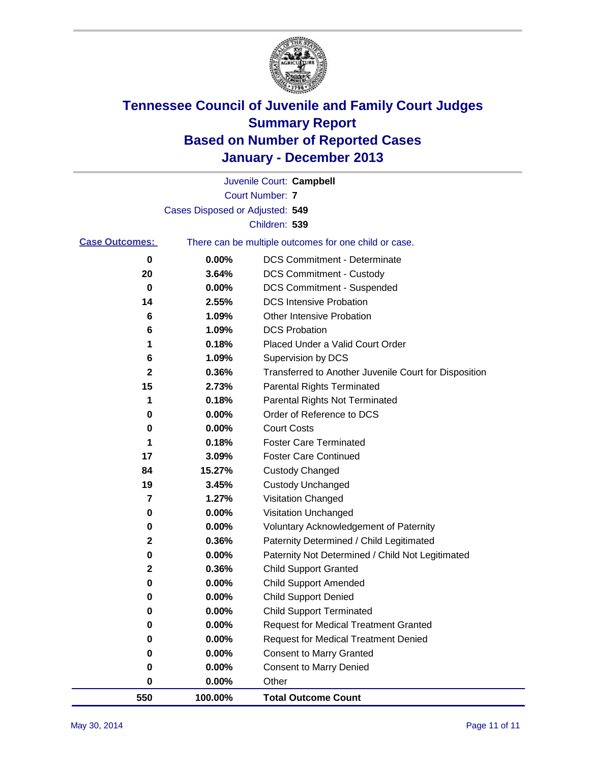# Tennessee Council of Juvenile and Family Court Judges
## Summary Report
## Based on Number of Reported Cases
## January - December 2013

Juvenile Court: **Campbell**
Court Number: **7**
Cases Disposed or Adjusted: **549**
Children: **539**

**Case Outcomes:** There can be multiple outcomes for one child or case.

| | | |
|---|---|---|
| 0 | 0.00% | DCS Commitment - Determinate |
| 20 | 3.64% | DCS Commitment - Custody |
| 0 | 0.00% | DCS Commitment - Suspended |
| 14 | 2.55% | DCS Intensive Probation |
| 6 | 1.09% | Other Intensive Probation |
| 6 | 1.09% | DCS Probation |
| 1 | 0.18% | Placed Under a Valid Court Order |
| 6 | 1.09% | Supervision by DCS |
| 2 | 0.36% | Transferred to Another Juvenile Court for Disposition |
| 15 | 2.73% | Parental Rights Terminated |
| 1 | 0.18% | Parental Rights Not Terminated |
| 0 | 0.00% | Order of Reference to DCS |
| 0 | 0.00% | Court Costs |
| 1 | 0.18% | Foster Care Terminated |
| 17 | 3.09% | Foster Care Continued |
| 84 | 15.27% | Custody Changed |
| 19 | 3.45% | Custody Unchanged |
| 7 | 1.27% | Visitation Changed |
| 0 | 0.00% | Visitation Unchanged |
| 0 | 0.00% | Voluntary Acknowledgement of Paternity |
| 2 | 0.36% | Paternity Determined / Child Legitimated |
| 0 | 0.00% | Paternity Not Determined / Child Not Legitimated |
| 2 | 0.36% | Child Support Granted |
| 0 | 0.00% | Child Support Amended |
| 0 | 0.00% | Child Support Denied |
| 0 | 0.00% | Child Support Terminated |
| 0 | 0.00% | Request for Medical Treatment Granted |
| 0 | 0.00% | Request for Medical Treatment Denied |
| 0 | 0.00% | Consent to Marry Granted |
| 0 | 0.00% | Consent to Marry Denied |
| 0 | 0.00% | Other |
| **550** | **100.00%** | **Total Outcome Count** |

May 30, 2014